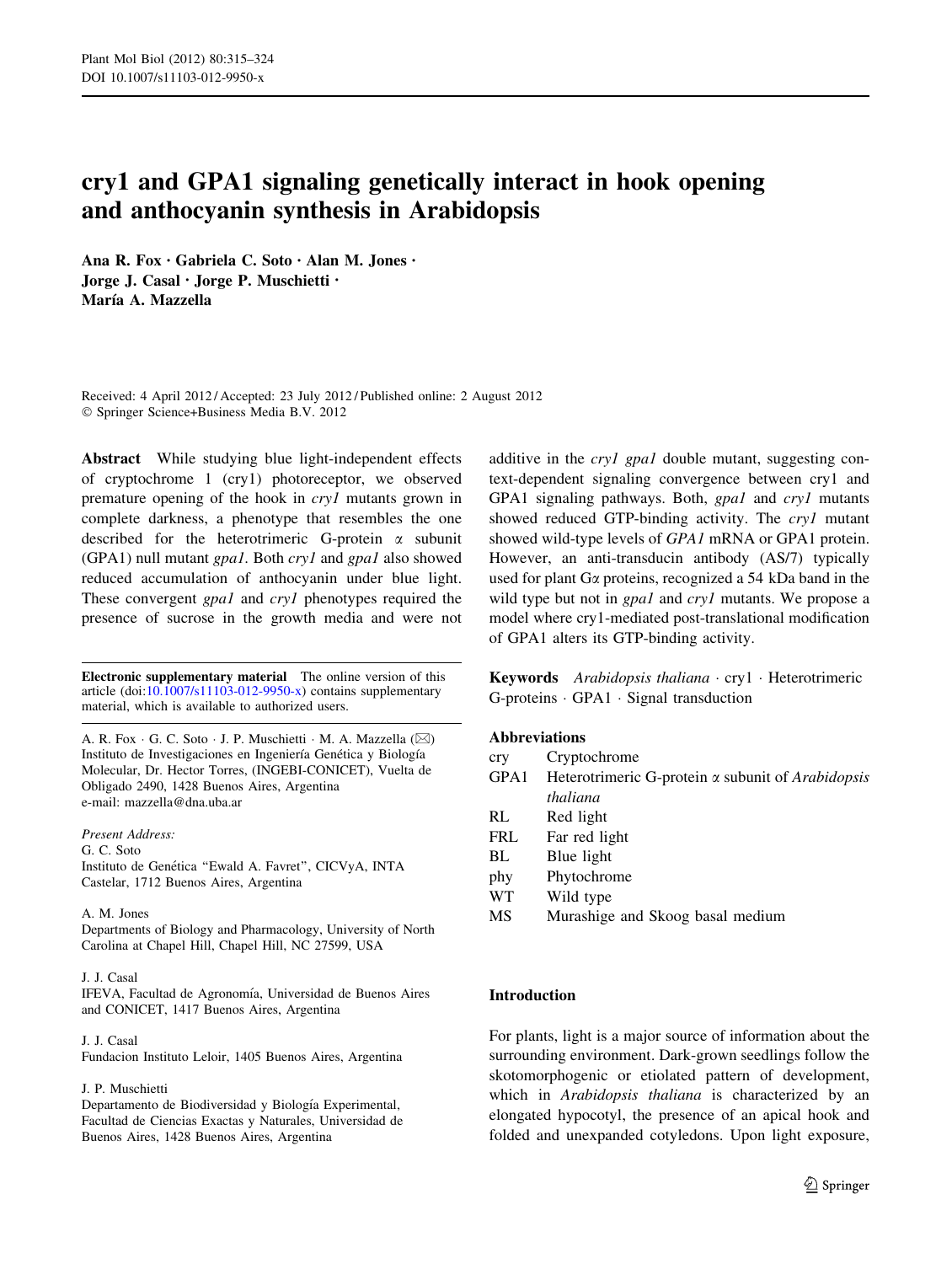# cry1 and GPA1 signaling genetically interact in hook opening and anthocyanin synthesis in Arabidopsis

**Ana R. Fox · Gabriela C. Soto · Alan M. Jones · Jorge J. Casal · Jorge P. Muschietti · María A. Mazzella**

Received: 4 April 2012 / Accepted: 23 July 2012 / Published online: 2 August 2012
© Springer Science+Business Media B.V. 2012

**Abstract** While studying blue light-independent effects of cryptochrome 1 (cry1) photoreceptor, we observed premature opening of the hook in *cry1* mutants grown in complete darkness, a phenotype that resembles the one described for the heterotrimeric G-protein α subunit (GPA1) null mutant *gpa1*. Both *cry1* and *gpa1* also showed reduced accumulation of anthocyanin under blue light. These convergent *gpa1* and *cry1* phenotypes required the presence of sucrose in the growth media and were not additive in the *cry1 gpa1* double mutant, suggesting context-dependent signaling convergence between cry1 and GPA1 signaling pathways. Both, *gpa1* and *cry1* mutants showed reduced GTP-binding activity. The *cry1* mutant showed wild-type levels of *GPA1* mRNA or GPA1 protein. However, an anti-transducin antibody (AS/7) typically used for plant Gα proteins, recognized a 54 kDa band in the wild type but not in *gpa1* and *cry1* mutants. We propose a model where cry1-mediated post-translational modification of GPA1 alters its GTP-binding activity.

**Keywords** *Arabidopsis thaliana* · cry1 · Heterotrimeric G-proteins · GPA1 · Signal transduction

**Electronic supplementary material** The online version of this article (doi:10.1007/s11103-012-9950-x) contains supplementary material, which is available to authorized users.

A. R. Fox · G. C. Soto · J. P. Muschietti · M. A. Mazzella (✉)
Instituto de Investigaciones en Ingeniería Genética y Biología Molecular, Dr. Hector Torres, (INGEBI-CONICET), Vuelta de Obligado 2490, 1428 Buenos Aires, Argentina
e-mail: mazzella@dna.uba.ar

*Present Address:*
G. C. Soto
Instituto de Genética "Ewald A. Favret", CICVyA, INTA Castelar, 1712 Buenos Aires, Argentina

A. M. Jones
Departments of Biology and Pharmacology, University of North Carolina at Chapel Hill, Chapel Hill, NC 27599, USA

J. J. Casal
IFEVA, Facultad de Agronomía, Universidad de Buenos Aires and CONICET, 1417 Buenos Aires, Argentina

J. J. Casal
Fundacion Instituto Leloir, 1405 Buenos Aires, Argentina

J. P. Muschietti
Departamento de Biodiversidad y Biología Experimental, Facultad de Ciencias Exactas y Naturales, Universidad de Buenos Aires, 1428 Buenos Aires, Argentina

## Abbreviations

| | |
|---|---|
| cry | Cryptochrome |
| GPA1 | Heterotrimeric G-protein α subunit of *Arabidopsis thaliana* |
| RL | Red light |
| FRL | Far red light |
| BL | Blue light |
| phy | Phytochrome |
| WT | Wild type |
| MS | Murashige and Skoog basal medium |

## Introduction

For plants, light is a major source of information about the surrounding environment. Dark-grown seedlings follow the skotomorphogenic or etiolated pattern of development, which in *Arabidopsis thaliana* is characterized by an elongated hypocotyl, the presence of an apical hook and folded and unexpanded cotyledons. Upon light exposure,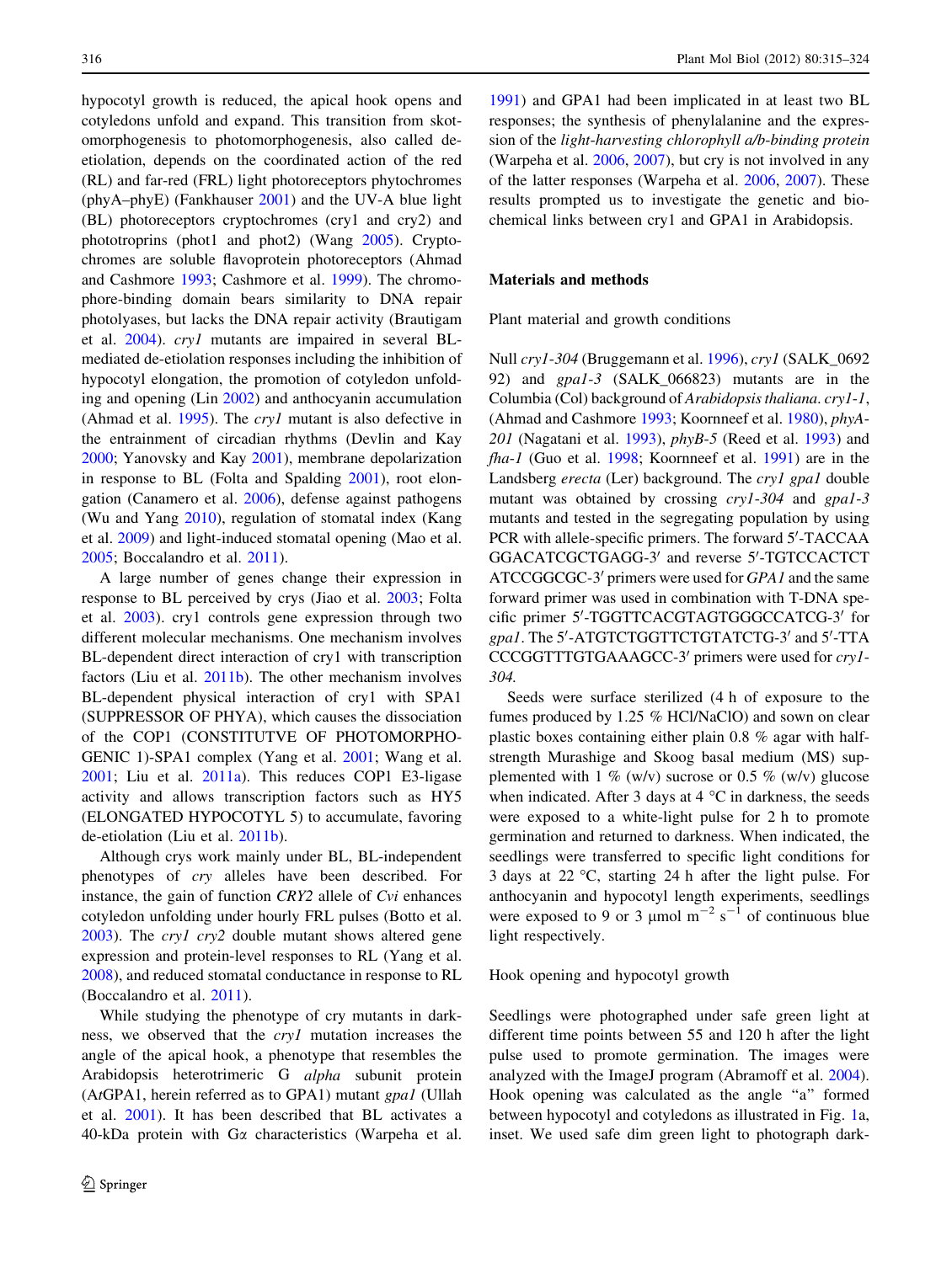hypocotyl growth is reduced, the apical hook opens and cotyledons unfold and expand. This transition from skotomorphogenesis to photomorphogenesis, also called de-etiolation, depends on the coordinated action of the red (RL) and far-red (FRL) light photoreceptors phytochromes (phyA–phyE) (Fankhauser 2001) and the UV-A blue light (BL) photoreceptors cryptochromes (cry1 and cry2) and phototroprins (phot1 and phot2) (Wang 2005). Cryptochromes are soluble flavoprotein photoreceptors (Ahmad and Cashmore 1993; Cashmore et al. 1999). The chromophore-binding domain bears similarity to DNA repair photolyases, but lacks the DNA repair activity (Brautigam et al. 2004). *cry1* mutants are impaired in several BL-mediated de-etiolation responses including the inhibition of hypocotyl elongation, the promotion of cotyledon unfolding and opening (Lin 2002) and anthocyanin accumulation (Ahmad et al. 1995). The *cry1* mutant is also defective in the entrainment of circadian rhythms (Devlin and Kay 2000; Yanovsky and Kay 2001), membrane depolarization in response to BL (Folta and Spalding 2001), root elongation (Canamero et al. 2006), defense against pathogens (Wu and Yang 2010), regulation of stomatal index (Kang et al. 2009) and light-induced stomatal opening (Mao et al. 2005; Boccalandro et al. 2011).

A large number of genes change their expression in response to BL perceived by crys (Jiao et al. 2003; Folta et al. 2003). cry1 controls gene expression through two different molecular mechanisms. One mechanism involves BL-dependent direct interaction of cry1 with transcription factors (Liu et al. 2011b). The other mechanism involves BL-dependent physical interaction of cry1 with SPA1 (SUPPRESSOR OF PHYA), which causes the dissociation of the COP1 (CONSTITUTVE OF PHOTOMORPHOGENIC 1)-SPA1 complex (Yang et al. 2001; Wang et al. 2001; Liu et al. 2011a). This reduces COP1 E3-ligase activity and allows transcription factors such as HY5 (ELONGATED HYPOCOTYL 5) to accumulate, favoring de-etiolation (Liu et al. 2011b).

Although crys work mainly under BL, BL-independent phenotypes of *cry* alleles have been described. For instance, the gain of function *CRY2* allele of *Cvi* enhances cotyledon unfolding under hourly FRL pulses (Botto et al. 2003). The *cry1 cry2* double mutant shows altered gene expression and protein-level responses to RL (Yang et al. 2008), and reduced stomatal conductance in response to RL (Boccalandro et al. 2011).

While studying the phenotype of cry mutants in darkness, we observed that the *cry1* mutation increases the angle of the apical hook, a phenotype that resembles the Arabidopsis heterotrimeric G *alpha* subunit protein (*At*GPA1, herein referred as to GPA1) mutant *gpa1* (Ullah et al. 2001). It has been described that BL activates a 40-kDa protein with Gα characteristics (Warpeha et al. 1991) and GPA1 had been implicated in at least two BL responses; the synthesis of phenylalanine and the expression of the *light-harvesting chlorophyll a/b-binding protein* (Warpeha et al. 2006, 2007), but cry is not involved in any of the latter responses (Warpeha et al. 2006, 2007). These results prompted us to investigate the genetic and biochemical links between cry1 and GPA1 in Arabidopsis.

## Materials and methods

### Plant material and growth conditions

Null *cry1-304* (Bruggemann et al. 1996), *cry1* (SALK_069292) and *gpa1-3* (SALK_066823) mutants are in the Columbia (Col) background of *Arabidopsis thaliana*. *cry1-1*, (Ahmad and Cashmore 1993; Koornneef et al. 1980), *phyA-201* (Nagatani et al. 1993), *phyB-5* (Reed et al. 1993) and *fha-1* (Guo et al. 1998; Koornneef et al. 1991) are in the Landsberg *erecta* (Ler) background. The *cry1 gpa1* double mutant was obtained by crossing *cry1-304* and *gpa1-3* mutants and tested in the segregating population by using PCR with allele-specific primers. The forward 5′-TACCAAGGACATCGCTGAGG-3′ and reverse 5′-TGTCCACTCTATCCGGCGC-3′ primers were used for *GPA1* and the same forward primer was used in combination with T-DNA specific primer 5′-TGGTTCACGTAGTGGGCCATCG-3′ for *gpa1*. The 5′-ATGTCTGGTTCTGTATCTG-3′ and 5′-TTACCCGGTTTGTGAAAGCC-3′ primers were used for *cry1-304*.

Seeds were surface sterilized (4 h of exposure to the fumes produced by 1.25 % HCl/NaClO) and sown on clear plastic boxes containing either plain 0.8 % agar with half-strength Murashige and Skoog basal medium (MS) supplemented with 1 % (w/v) sucrose or 0.5 % (w/v) glucose when indicated. After 3 days at 4 °C in darkness, the seeds were exposed to a white-light pulse for 2 h to promote germination and returned to darkness. When indicated, the seedlings were transferred to specific light conditions for 3 days at 22 °C, starting 24 h after the light pulse. For anthocyanin and hypocotyl length experiments, seedlings were exposed to 9 or 3 μmol $m^{-2}$ $s^{-1}$ of continuous blue light respectively.

### Hook opening and hypocotyl growth

Seedlings were photographed under safe green light at different time points between 55 and 120 h after the light pulse used to promote germination. The images were analyzed with the ImageJ program (Abramoff et al. 2004). Hook opening was calculated as the angle "a" formed between hypocotyl and cotyledons as illustrated in Fig. 1a, inset. We used safe dim green light to photograph dark-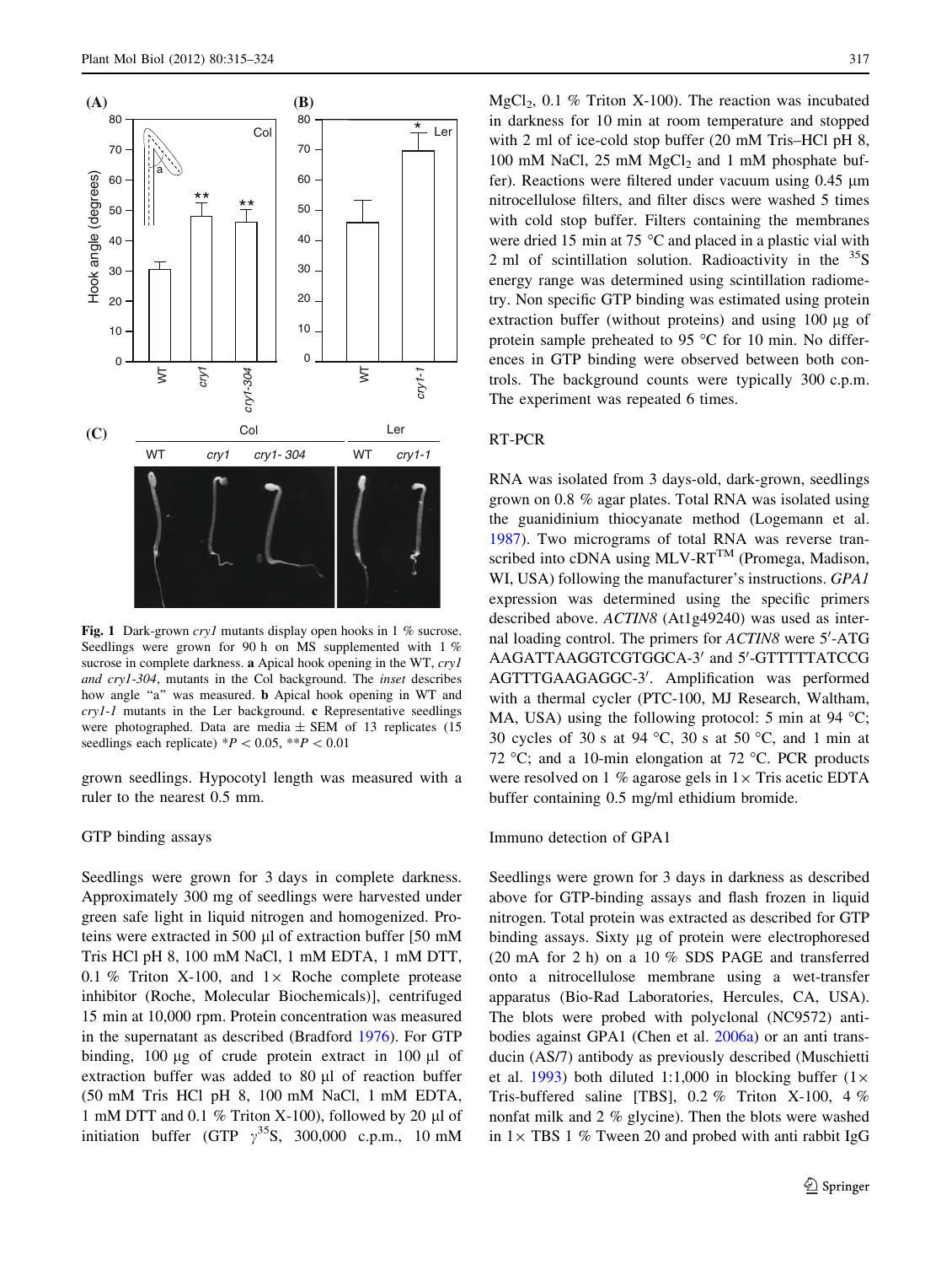(A)

80

70

60

50

40

30

20

10

0

Hook angle (degrees)

Col

a

\*\*

\*\*

WT

*cry1*

*cry1-304*

(B)

80

70

60

50

40

30

20

10

0

\*

Ler

WT

*cry1-1*

(C)

Col

Ler

WT *cry1* *cry1-304* WT *cry1-1*

**Fig. 1** Dark-grown *cry1* mutants display open hooks in 1 % sucrose. Seedlings were grown for 90 h on MS supplemented with 1 % sucrose in complete darkness. **a** Apical hook opening in the WT, *cry1 and cry1-304*, mutants in the Col background. The *inset* describes how angle "a" was measured. **b** Apical hook opening in WT and *cry1-1* mutants in the Ler background. **c** Representative seedlings were photographed. Data are media ± SEM of 13 replicates (15 seedlings each replicate) \*$P < 0.05$, \*\*$P < 0.01$

grown seedlings. Hypocotyl length was measured with a ruler to the nearest 0.5 mm.

### GTP binding assays

Seedlings were grown for 3 days in complete darkness. Approximately 300 mg of seedlings were harvested under green safe light in liquid nitrogen and homogenized. Proteins were extracted in 500 µl of extraction buffer [50 mM Tris HCl pH 8, 100 mM NaCl, 1 mM EDTA, 1 mM DTT, 0.1 % Triton X-100, and 1× Roche complete protease inhibitor (Roche, Molecular Biochemicals)], centrifuged 15 min at 10,000 rpm. Protein concentration was measured in the supernatant as described (Bradford 1976). For GTP binding, 100 µg of crude protein extract in 100 µl of extraction buffer was added to 80 µl of reaction buffer (50 mM Tris HCl pH 8, 100 mM NaCl, 1 mM EDTA, 1 mM DTT and 0.1 % Triton X-100), followed by 20 µl of initiation buffer (GTP $\gamma^{35}$S, 300,000 c.p.m., 10 mM $MgCl_2$, 0.1 % Triton X-100). The reaction was incubated in darkness for 10 min at room temperature and stopped with 2 ml of ice-cold stop buffer (20 mM Tris–HCl pH 8, 100 mM NaCl, 25 mM $MgCl_2$ and 1 mM phosphate buffer). Reactions were filtered under vacuum using 0.45 µm nitrocellulose filters, and filter discs were washed 5 times with cold stop buffer. Filters containing the membranes were dried 15 min at 75 °C and placed in a plastic vial with 2 ml of scintillation solution. Radioactivity in the $^{35}$S energy range was determined using scintillation radiometry. Non specific GTP binding was estimated using protein extraction buffer (without proteins) and using 100 µg of protein sample preheated to 95 °C for 10 min. No differences in GTP binding were observed between both controls. The background counts were typically 300 c.p.m. The experiment was repeated 6 times.

### RT-PCR

RNA was isolated from 3 days-old, dark-grown, seedlings grown on 0.8 % agar plates. Total RNA was isolated using the guanidinium thiocyanate method (Logemann et al. 1987). Two micrograms of total RNA was reverse transcribed into cDNA using MLV-RT™ (Promega, Madison, WI, USA) following the manufacturer's instructions. *GPA1* expression was determined using the specific primers described above. *ACTIN8* (At1g49240) was used as internal loading control. The primers for *ACTIN8* were 5′-ATG AAGATTAAGGTCGTGGCA-3′ and 5′-GTTTTTATCCG AGTTTGAAGAGGC-3′. Amplification was performed with a thermal cycler (PTC-100, MJ Research, Waltham, MA, USA) using the following protocol: 5 min at 94 °C; 30 cycles of 30 s at 94 °C, 30 s at 50 °C, and 1 min at 72 °C; and a 10-min elongation at 72 °C. PCR products were resolved on 1 % agarose gels in 1× Tris acetic EDTA buffer containing 0.5 mg/ml ethidium bromide.

### Immuno detection of GPA1

Seedlings were grown for 3 days in darkness as described above for GTP-binding assays and flash frozen in liquid nitrogen. Total protein was extracted as described for GTP binding assays. Sixty µg of protein were electrophoresed (20 mA for 2 h) on a 10 % SDS PAGE and transferred onto a nitrocellulose membrane using a wet-transfer apparatus (Bio-Rad Laboratories, Hercules, CA, USA). The blots were probed with polyclonal (NC9572) antibodies against GPA1 (Chen et al. 2006a) or an anti transducin (AS/7) antibody as previously described (Muschietti et al. 1993) both diluted 1:1,000 in blocking buffer (1× Tris-buffered saline [TBS], 0.2 % Triton X-100, 4 % nonfat milk and 2 % glycine). Then the blots were washed in 1× TBS 1 % Tween 20 and probed with anti rabbit IgG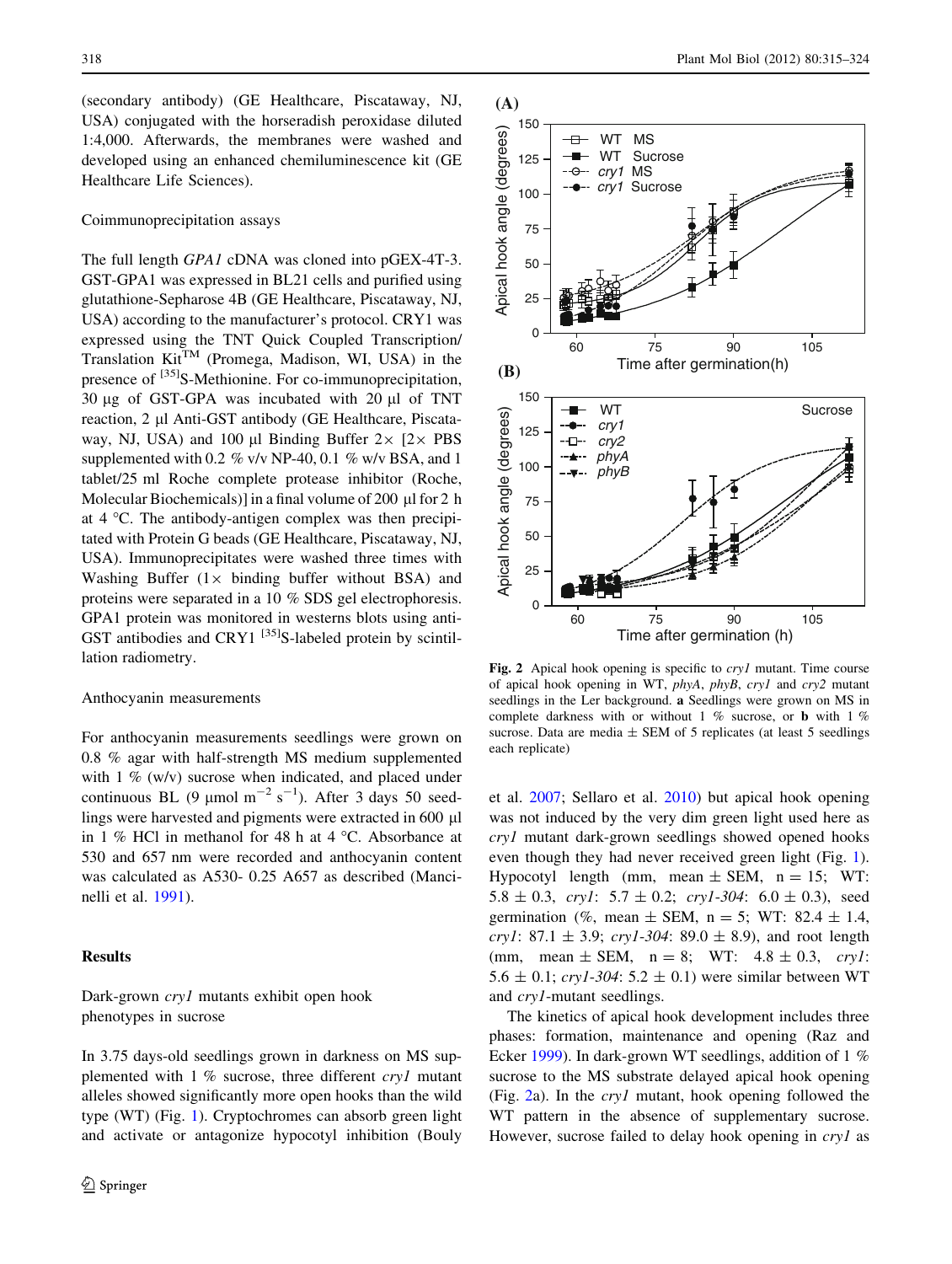(secondary antibody) (GE Healthcare, Piscataway, NJ, USA) conjugated with the horseradish peroxidase diluted 1:4,000. Afterwards, the membranes were washed and developed using an enhanced chemiluminescence kit (GE Healthcare Life Sciences).

### Coimmunoprecipitation assays

The full length *GPA1* cDNA was cloned into pGEX-4T-3. GST-GPA1 was expressed in BL21 cells and purified using glutathione-Sepharose 4B (GE Healthcare, Piscataway, NJ, USA) according to the manufacturer's protocol. CRY1 was expressed using the TNT Quick Coupled Transcription/Translation Kit™ (Promega, Madison, WI, USA) in the presence of [35]S-Methionine. For co-immunoprecipitation, 30 μg of GST-GPA was incubated with 20 μl of TNT reaction, 2 μl Anti-GST antibody (GE Healthcare, Piscataway, NJ, USA) and 100 μl Binding Buffer 2× [2× PBS supplemented with 0.2 % v/v NP-40, 0.1 % w/v BSA, and 1 tablet/25 ml Roche complete protease inhibitor (Roche, Molecular Biochemicals)] in a final volume of 200 μl for 2 h at 4 °C. The antibody-antigen complex was then precipitated with Protein G beads (GE Healthcare, Piscataway, NJ, USA). Immunoprecipitates were washed three times with Washing Buffer (1× binding buffer without BSA) and proteins were separated in a 10 % SDS gel electrophoresis. GPA1 protein was monitored in westerns blots using anti-GST antibodies and CRY1 [35]S-labeled protein by scintillation radiometry.

### Anthocyanin measurements

For anthocyanin measurements seedlings were grown on 0.8 % agar with half-strength MS medium supplemented with 1 % (w/v) sucrose when indicated, and placed under continuous BL (9 μmol $m^{-2}$ $s^{-1}$). After 3 days 50 seedlings were harvested and pigments were extracted in 600 μl in 1 % HCl in methanol for 48 h at 4 °C. Absorbance at 530 and 657 nm were recorded and anthocyanin content was calculated as A530- 0.25 A657 as described (Mancinelli et al. 1991).

## Results

### Dark-grown *cry1* mutants exhibit open hook phenotypes in sucrose

In 3.75 days-old seedlings grown in darkness on MS supplemented with 1 % sucrose, three different *cry1* mutant alleles showed significantly more open hooks than the wild type (WT) (Fig. 1). Cryptochromes can absorb green light and activate or antagonize hypocotyl inhibition (Bouly et al. 2007; Sellaro et al. 2010) but apical hook opening was not induced by the very dim green light used here as *cry1* mutant dark-grown seedlings showed opened hooks even though they had never received green light (Fig. 1). Hypocotyl length (mm, mean ± SEM, n = 15; WT: 5.8 ± 0.3, *cry1*: 5.7 ± 0.2; *cry1-304*: 6.0 ± 0.3), seed germination (%, mean ± SEM, n = 5; WT: 82.4 ± 1.4, *cry1*: 87.1 ± 3.9; *cry1-304*: 89.0 ± 8.9), and root length (mm, mean ± SEM, n = 8; WT: 4.8 ± 0.3, *cry1*: 5.6 ± 0.1; *cry1-304*: 5.2 ± 0.1) were similar between WT and *cry1*-mutant seedlings.

The kinetics of apical hook development includes three phases: formation, maintenance and opening (Raz and Ecker 1999). In dark-grown WT seedlings, addition of 1 % sucrose to the MS substrate delayed apical hook opening (Fig. 2a). In the *cry1* mutant, hook opening followed the WT pattern in the absence of supplementary sucrose. However, sucrose failed to delay hook opening in *cry1* as

(A)
Apical hook angle (degrees)
150
125
100
75
50
25
0
60 75 90 105
Time after germination(h)
WT MS
WT Sucrose
*cry1* MS
*cry1* Sucrose

(B)
Apical hook angle (degrees)
150
125
100
75
50
25
0
60 75 90 105
Time after germination (h)
Sucrose
WT
*cry1*
*cry2*
*phyA*
*phyB*

**Fig. 2** Apical hook opening is specific to *cry1* mutant. Time course of apical hook opening in WT, *phyA*, *phyB*, *cry1* and *cry2* mutant seedlings in the Ler background. **a** Seedlings were grown on MS in complete darkness with or without 1 % sucrose, or **b** with 1 % sucrose. Data are media ± SEM of 5 replicates (at least 5 seedlings each replicate)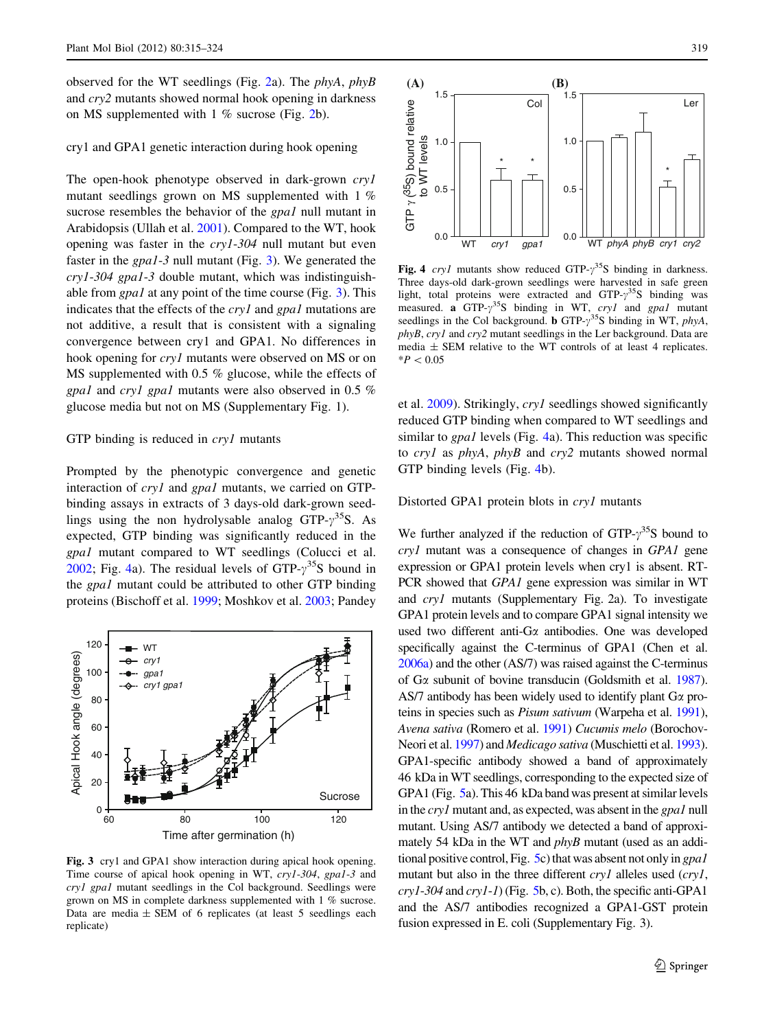observed for the WT seedlings (Fig. 2a). The *phyA*, *phyB* and *cry2* mutants showed normal hook opening in darkness on MS supplemented with 1 % sucrose (Fig. 2b).

### cry1 and GPA1 genetic interaction during hook opening

The open-hook phenotype observed in dark-grown *cry1* mutant seedlings grown on MS supplemented with 1 % sucrose resembles the behavior of the *gpa1* null mutant in Arabidopsis (Ullah et al. 2001). Compared to the WT, hook opening was faster in the *cry1-304* null mutant but even faster in the *gpa1-3* null mutant (Fig. 3). We generated the *cry1-304 gpa1-3* double mutant, which was indistinguishable from *gpa1* at any point of the time course (Fig. 3). This indicates that the effects of the *cry1* and *gpa1* mutations are not additive, a result that is consistent with a signaling convergence between cry1 and GPA1. No differences in hook opening for *cry1* mutants were observed on MS or on MS supplemented with 0.5 % glucose, while the effects of *gpa1* and *cry1 gpa1* mutants were also observed in 0.5 % glucose media but not on MS (Supplementary Fig. 1).

### GTP binding is reduced in *cry1* mutants

Prompted by the phenotypic convergence and genetic interaction of *cry1* and *gpa1* mutants, we carried on GTP-binding assays in extracts of 3 days-old dark-grown seedlings using the non hydrolysable analog GTP-$\gamma^{35}$S. As expected, GTP binding was significantly reduced in the *gpa1* mutant compared to WT seedlings (Colucci et al. 2002; Fig. 4a). The residual levels of GTP-$\gamma^{35}$S bound in the *gpa1* mutant could be attributed to other GTP binding proteins (Bischoff et al. 1999; Moshkov et al. 2003; Pandey et al. 2009). Strikingly, *cry1* seedlings showed significantly reduced GTP binding when compared to WT seedlings and similar to *gpa1* levels (Fig. 4a). This reduction was specific to *cry1* as *phyA*, *phyB* and *cry2* mutants showed normal GTP binding levels (Fig. 4b).

Apical Hook angle (degrees)
0
20
40
60
80
100
120
60
80
100
120
Time after germination (h)
WT
cry1
gpa1
cry1 gpa1
Sucrose

**Fig. 3** cry1 and GPA1 show interaction during apical hook opening. Time course of apical hook opening in WT, *cry1-304*, *gpa1-3* and *cry1 gpa1* mutant seedlings in the Col background. Seedlings were grown on MS in complete darkness supplemented with 1 % sucrose. Data are media ± SEM of 6 replicates (at least 5 seedlings each replicate)

(A)
(B)
GTP γ(35S) bound relative to WT levels
0.0
0.5
1.0
1.5
Col
WT
cry1
gpa1
*
*
Ler
WT
phyA
phyB
cry1
cry2
*

**Fig. 4** *cry1* mutants show reduced GTP-$\gamma^{35}$S binding in darkness. Three days-old dark-grown seedlings were harvested in safe green light, total proteins were extracted and GTP-$\gamma^{35}$S binding was measured. **a** GTP-$\gamma^{35}$S binding in WT, *cry1* and *gpa1* mutant seedlings in the Col background. **b** GTP-$\gamma^{35}$S binding in WT, *phyA*, *phyB*, *cry1* and *cry2* mutant seedlings in the Ler background. Data are media ± SEM relative to the WT controls of at least 4 replicates. \*$P < 0.05$

### Distorted GPA1 protein blots in *cry1* mutants

We further analyzed if the reduction of GTP-$\gamma^{35}$S bound to *cry1* mutant was a consequence of changes in *GPA1* gene expression or GPA1 protein levels when cry1 is absent. RT-PCR showed that *GPA1* gene expression was similar in WT and *cry1* mutants (Supplementary Fig. 2a). To investigate GPA1 protein levels and to compare GPA1 signal intensity we used two different anti-Gα antibodies. One was developed specifically against the C-terminus of GPA1 (Chen et al. 2006a) and the other (AS/7) was raised against the C-terminus of Gα subunit of bovine transducin (Goldsmith et al. 1987). AS/7 antibody has been widely used to identify plant Gα proteins in species such as *Pisum sativum* (Warpeha et al. 1991), *Avena sativa* (Romero et al. 1991) *Cucumis melo* (Borochov-Neori et al. 1997) and *Medicago sativa* (Muschietti et al. 1993). GPA1-specific antibody showed a band of approximately 46 kDa in WT seedlings, corresponding to the expected size of GPA1 (Fig. 5a). This 46 kDa band was present at similar levels in the *cry1* mutant and, as expected, was absent in the *gpa1* null mutant. Using AS/7 antibody we detected a band of approximately 54 kDa in the WT and *phyB* mutant (used as an additional positive control, Fig. 5c) that was absent not only in *gpa1* mutant but also in the three different *cry1* alleles used (*cry1*, *cry1-304* and *cry1-1*) (Fig. 5b, c). Both, the specific anti-GPA1 and the AS/7 antibodies recognized a GPA1-GST protein fusion expressed in E. coli (Supplementary Fig. 3).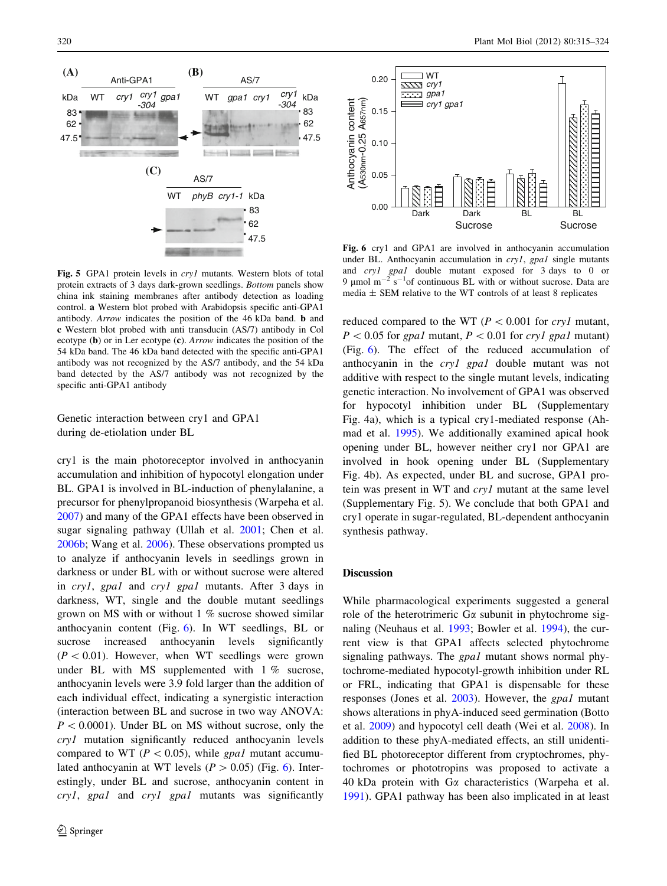(A)

Anti-GPA1

kDa WT cry1 cry1 -304 gpa1

83

62

47.5

(B)

AS/7

WT gpa1 cry1 cry1 -304 kDa

83

62

47.5

(C)

AS/7

WT phyB cry1-1 kDa

83

62

47.5

**Fig. 5** GPA1 protein levels in *cry1* mutants. Western blots of total protein extracts of 3 days dark-grown seedlings. *Bottom* panels show china ink staining membranes after antibody detection as loading control. **a** Western blot probed with Arabidopsis specific anti-GPA1 antibody. *Arrow* indicates the position of the 46 kDa band. **b** and **c** Western blot probed with anti transducin (AS/7) antibody in Col ecotype (**b**) or in Ler ecotype (**c**). *Arrow* indicates the position of the 54 kDa band. The 46 kDa band detected with the specific anti-GPA1 antibody was not recognized by the AS/7 antibody, and the 54 kDa band detected by the AS/7 antibody was not recognized by the specific anti-GPA1 antibody

Anthocyanin content ($A_{530nm}$-0.25 $A_{657nm}$)

0.20

0.15

0.10

0.05

0.00

WT

cry1

gpa1

cry1 gpa1

Dark

Dark Sucrose

BL

BL Sucrose

**Fig. 6** cry1 and GPA1 are involved in anthocyanin accumulation under BL. Anthocyanin accumulation in *cry1*, *gpa1* single mutants and *cry1 gpa1* double mutant exposed for 3 days to 0 or 9 μmol $m^{-2}$ $s^{-1}$of continuous BL with or without sucrose. Data are media ± SEM relative to the WT controls of at least 8 replicates

## Genetic interaction between cry1 and GPA1 during de-etiolation under BL

cry1 is the main photoreceptor involved in anthocyanin accumulation and inhibition of hypocotyl elongation under BL. GPA1 is involved in BL-induction of phenylalanine, a precursor for phenylpropanoid biosynthesis (Warpeha et al. 2007) and many of the GPA1 effects have been observed in sugar signaling pathway (Ullah et al. 2001; Chen et al. 2006b; Wang et al. 2006). These observations prompted us to analyze if anthocyanin levels in seedlings grown in darkness or under BL with or without sucrose were altered in *cry1*, *gpa1* and *cry1 gpa1* mutants. After 3 days in darkness, WT, single and the double mutant seedlings grown on MS with or without 1 % sucrose showed similar anthocyanin content (Fig. 6). In WT seedlings, BL or sucrose increased anthocyanin levels significantly ($P < 0.01$). However, when WT seedlings were grown under BL with MS supplemented with 1 % sucrose, anthocyanin levels were 3.9 fold larger than the addition of each individual effect, indicating a synergistic interaction (interaction between BL and sucrose in two way ANOVA: $P < 0.0001$). Under BL on MS without sucrose, only the *cry1* mutation significantly reduced anthocyanin levels compared to WT ($P < 0.05$), while *gpa1* mutant accumulated anthocyanin at WT levels ($P > 0.05$) (Fig. 6). Interestingly, under BL and sucrose, anthocyanin content in *cry1*, *gpa1* and *cry1 gpa1* mutants was significantly reduced compared to the WT ($P < 0.001$ for *cry1* mutant, $P < 0.05$ for *gpa1* mutant, $P < 0.01$ for *cry1 gpa1* mutant) (Fig. 6). The effect of the reduced accumulation of anthocyanin in the *cry1 gpa1* double mutant was not additive with respect to the single mutant levels, indicating genetic interaction. No involvement of GPA1 was observed for hypocotyl inhibition under BL (Supplementary Fig. 4a), which is a typical cry1-mediated response (Ahmad et al. 1995). We additionally examined apical hook opening under BL, however neither cry1 nor GPA1 are involved in hook opening under BL (Supplementary Fig. 4b). As expected, under BL and sucrose, GPA1 protein was present in WT and *cry1* mutant at the same level (Supplementary Fig. 5). We conclude that both GPA1 and cry1 operate in sugar-regulated, BL-dependent anthocyanin synthesis pathway.

## Discussion

While pharmacological experiments suggested a general role of the heterotrimeric Gα subunit in phytochrome signaling (Neuhaus et al. 1993; Bowler et al. 1994), the current view is that GPA1 affects selected phytochrome signaling pathways. The *gpa1* mutant shows normal phytochrome-mediated hypocotyl-growth inhibition under RL or FRL, indicating that GPA1 is dispensable for these responses (Jones et al. 2003). However, the *gpa1* mutant shows alterations in phyA-induced seed germination (Botto et al. 2009) and hypocotyl cell death (Wei et al. 2008). In addition to these phyA-mediated effects, an still unidentified BL photoreceptor different from cryptochromes, phytochromes or phototropins was proposed to activate a 40 kDa protein with Gα characteristics (Warpeha et al. 1991). GPA1 pathway has been also implicated in at least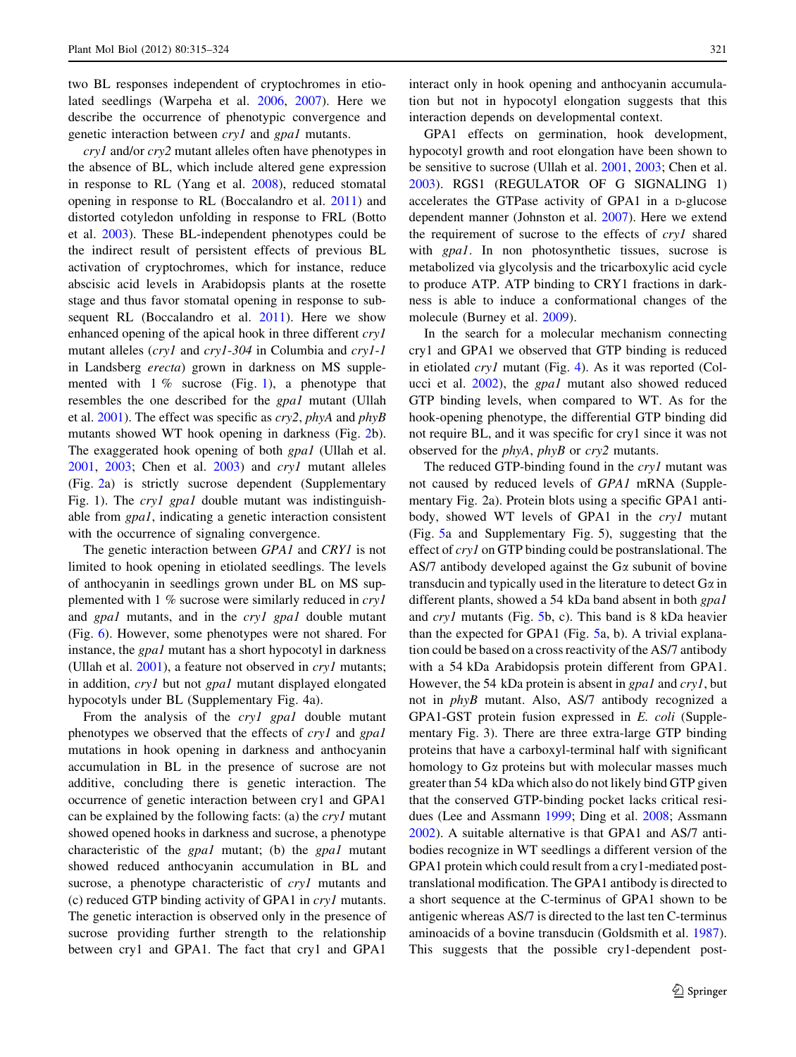two BL responses independent of cryptochromes in etiolated seedlings (Warpeha et al. 2006, 2007). Here we describe the occurrence of phenotypic convergence and genetic interaction between *cry1* and *gpa1* mutants.

*cry1* and/or *cry2* mutant alleles often have phenotypes in the absence of BL, which include altered gene expression in response to RL (Yang et al. 2008), reduced stomatal opening in response to RL (Boccalandro et al. 2011) and distorted cotyledon unfolding in response to FRL (Botto et al. 2003). These BL-independent phenotypes could be the indirect result of persistent effects of previous BL activation of cryptochromes, which for instance, reduce abscisic acid levels in Arabidopsis plants at the rosette stage and thus favor stomatal opening in response to subsequent RL (Boccalandro et al. 2011). Here we show enhanced opening of the apical hook in three different *cry1* mutant alleles (*cry1* and *cry1-304* in Columbia and *cry1-1* in Landsberg *erecta*) grown in darkness on MS supplemented with 1 % sucrose (Fig. 1), a phenotype that resembles the one described for the *gpa1* mutant (Ullah et al. 2001). The effect was specific as *cry2*, *phyA* and *phyB* mutants showed WT hook opening in darkness (Fig. 2b). The exaggerated hook opening of both *gpa1* (Ullah et al. 2001, 2003; Chen et al. 2003) and *cry1* mutant alleles (Fig. 2a) is strictly sucrose dependent (Supplementary Fig. 1). The *cry1 gpa1* double mutant was indistinguishable from *gpa1*, indicating a genetic interaction consistent with the occurrence of signaling convergence.

The genetic interaction between *GPA1* and *CRY1* is not limited to hook opening in etiolated seedlings. The levels of anthocyanin in seedlings grown under BL on MS supplemented with 1 % sucrose were similarly reduced in *cry1* and *gpa1* mutants, and in the *cry1 gpa1* double mutant (Fig. 6). However, some phenotypes were not shared. For instance, the *gpa1* mutant has a short hypocotyl in darkness (Ullah et al. 2001), a feature not observed in *cry1* mutants; in addition, *cry1* but not *gpa1* mutant displayed elongated hypocotyls under BL (Supplementary Fig. 4a).

From the analysis of the *cry1 gpa1* double mutant phenotypes we observed that the effects of *cry1* and *gpa1* mutations in hook opening in darkness and anthocyanin accumulation in BL in the presence of sucrose are not additive, concluding there is genetic interaction. The occurrence of genetic interaction between cry1 and GPA1 can be explained by the following facts: (a) the *cry1* mutant showed opened hooks in darkness and sucrose, a phenotype characteristic of the *gpa1* mutant; (b) the *gpa1* mutant showed reduced anthocyanin accumulation in BL and sucrose, a phenotype characteristic of *cry1* mutants and (c) reduced GTP binding activity of GPA1 in *cry1* mutants. The genetic interaction is observed only in the presence of sucrose providing further strength to the relationship between cry1 and GPA1. The fact that cry1 and GPA1 interact only in hook opening and anthocyanin accumulation but not in hypocotyl elongation suggests that this interaction depends on developmental context.

GPA1 effects on germination, hook development, hypocotyl growth and root elongation have been shown to be sensitive to sucrose (Ullah et al. 2001, 2003; Chen et al. 2003). RGS1 (REGULATOR OF G SIGNALING 1) accelerates the GTPase activity of GPA1 in a D-glucose dependent manner (Johnston et al. 2007). Here we extend the requirement of sucrose to the effects of *cry1* shared with *gpa1*. In non photosynthetic tissues, sucrose is metabolized via glycolysis and the tricarboxylic acid cycle to produce ATP. ATP binding to CRY1 fractions in darkness is able to induce a conformational changes of the molecule (Burney et al. 2009).

In the search for a molecular mechanism connecting cry1 and GPA1 we observed that GTP binding is reduced in etiolated *cry1* mutant (Fig. 4). As it was reported (Colucci et al. 2002), the *gpa1* mutant also showed reduced GTP binding levels, when compared to WT. As for the hook-opening phenotype, the differential GTP binding did not require BL, and it was specific for cry1 since it was not observed for the *phyA*, *phyB* or *cry2* mutants.

The reduced GTP-binding found in the *cry1* mutant was not caused by reduced levels of *GPA1* mRNA (Supplementary Fig. 2a). Protein blots using a specific GPA1 antibody, showed WT levels of GPA1 in the *cry1* mutant (Fig. 5a and Supplementary Fig. 5), suggesting that the effect of *cry1* on GTP binding could be postranslational. The AS/7 antibody developed against the Gα subunit of bovine transducin and typically used in the literature to detect Gα in different plants, showed a 54 kDa band absent in both *gpa1* and *cry1* mutants (Fig. 5b, c). This band is 8 kDa heavier than the expected for GPA1 (Fig. 5a, b). A trivial explanation could be based on a cross reactivity of the AS/7 antibody with a 54 kDa Arabidopsis protein different from GPA1. However, the 54 kDa protein is absent in *gpa1* and *cry1*, but not in *phyB* mutant. Also, AS/7 antibody recognized a GPA1-GST protein fusion expressed in *E. coli* (Supplementary Fig. 3). There are three extra-large GTP binding proteins that have a carboxyl-terminal half with significant homology to Gα proteins but with molecular masses much greater than 54 kDa which also do not likely bind GTP given that the conserved GTP-binding pocket lacks critical residues (Lee and Assmann 1999; Ding et al. 2008; Assmann 2002). A suitable alternative is that GPA1 and AS/7 antibodies recognize in WT seedlings a different version of the GPA1 protein which could result from a cry1-mediated post-translational modification. The GPA1 antibody is directed to a short sequence at the C-terminus of GPA1 shown to be antigenic whereas AS/7 is directed to the last ten C-terminus aminoacids of a bovine transducin (Goldsmith et al. 1987). This suggests that the possible cry1-dependent post-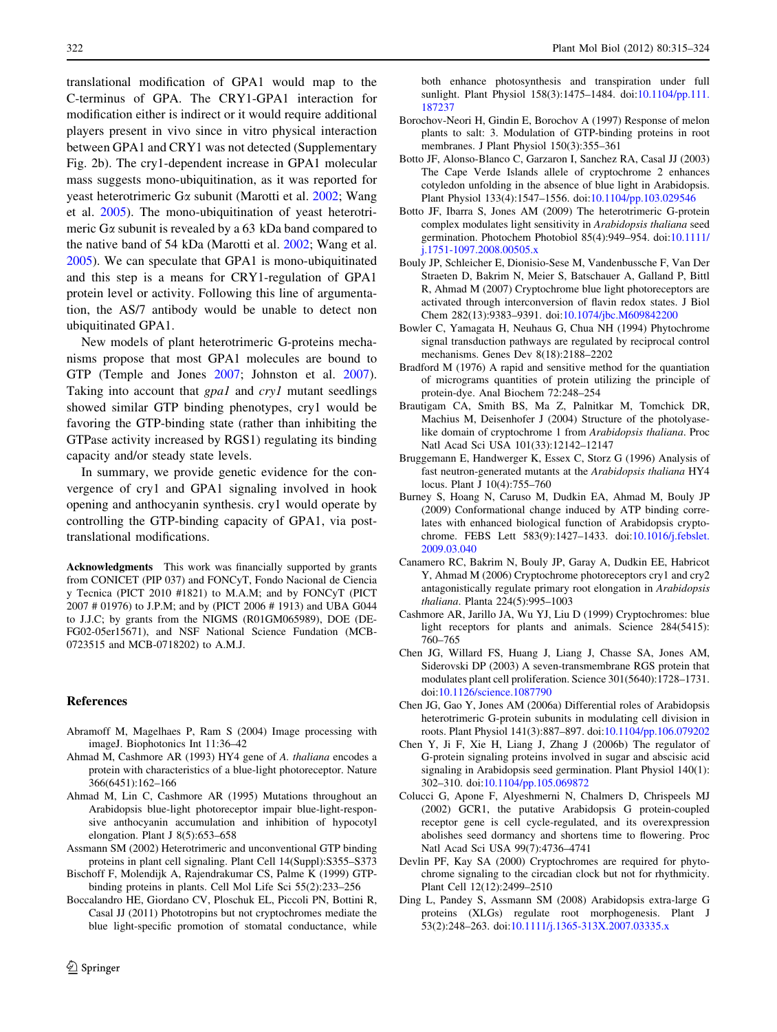translational modification of GPA1 would map to the C-terminus of GPA. The CRY1-GPA1 interaction for modification either is indirect or it would require additional players present in vivo since in vitro physical interaction between GPA1 and CRY1 was not detected (Supplementary Fig. 2b). The cry1-dependent increase in GPA1 molecular mass suggests mono-ubiquitination, as it was reported for yeast heterotrimeric Gα subunit (Marotti et al. 2002; Wang et al. 2005). The mono-ubiquitination of yeast heterotrimeric Gα subunit is revealed by a 63 kDa band compared to the native band of 54 kDa (Marotti et al. 2002; Wang et al. 2005). We can speculate that GPA1 is mono-ubiquitinated and this step is a means for CRY1-regulation of GPA1 protein level or activity. Following this line of argumentation, the AS/7 antibody would be unable to detect non ubiquitinated GPA1.

New models of plant heterotrimeric G-proteins mechanisms propose that most GPA1 molecules are bound to GTP (Temple and Jones 2007; Johnston et al. 2007). Taking into account that *gpa1* and *cry1* mutant seedlings showed similar GTP binding phenotypes, cry1 would be favoring the GTP-binding state (rather than inhibiting the GTPase activity increased by RGS1) regulating its binding capacity and/or steady state levels.

In summary, we provide genetic evidence for the convergence of cry1 and GPA1 signaling involved in hook opening and anthocyanin synthesis. cry1 would operate by controlling the GTP-binding capacity of GPA1, via post-translational modifications.

**Acknowledgments** This work was financially supported by grants from CONICET (PIP 037) and FONCyT, Fondo Nacional de Ciencia y Tecnica (PICT 2010 #1821) to M.A.M; and by FONCyT (PICT 2007 # 01976) to J.P.M; and by (PICT 2006 # 1913) and UBA G044 to J.J.C; by grants from the NIGMS (R01GM065989), DOE (DE-FG02-05er15671), and NSF National Science Fundation (MCB-0723515 and MCB-0718202) to A.M.J.

## References

Abramoff M, Magelhaes P, Ram S (2004) Image processing with imageJ. Biophotonics Int 11:36–42

Ahmad M, Cashmore AR (1993) HY4 gene of *A. thaliana* encodes a protein with characteristics of a blue-light photoreceptor. Nature 366(6451):162–166

Ahmad M, Lin C, Cashmore AR (1995) Mutations throughout an Arabidopsis blue-light photoreceptor impair blue-light-responsive anthocyanin accumulation and inhibition of hypocotyl elongation. Plant J 8(5):653–658

Assmann SM (2002) Heterotrimeric and unconventional GTP binding proteins in plant cell signaling. Plant Cell 14(Suppl):S355–S373

Bischoff F, Molendijk A, Rajendrakumar CS, Palme K (1999) GTP-binding proteins in plants. Cell Mol Life Sci 55(2):233–256

Boccalandro HE, Giordano CV, Ploschuk EL, Piccoli PN, Bottini R, Casal JJ (2011) Phototropins but not cryptochromes mediate the blue light-specific promotion of stomatal conductance, while both enhance photosynthesis and transpiration under full sunlight. Plant Physiol 158(3):1475–1484. doi:10.1104/pp.111.187237

Borochov-Neori H, Gindin E, Borochov A (1997) Response of melon plants to salt: 3. Modulation of GTP-binding proteins in root membranes. J Plant Physiol 150(3):355–361

Botto JF, Alonso-Blanco C, Garzaron I, Sanchez RA, Casal JJ (2003) The Cape Verde Islands allele of cryptochrome 2 enhances cotyledon unfolding in the absence of blue light in Arabidopsis. Plant Physiol 133(4):1547–1556. doi:10.1104/pp.103.029546

Botto JF, Ibarra S, Jones AM (2009) The heterotrimeric G-protein complex modulates light sensitivity in *Arabidopsis thaliana* seed germination. Photochem Photobiol 85(4):949–954. doi:10.1111/j.1751-1097.2008.00505.x

Bouly JP, Schleicher E, Dionisio-Sese M, Vandenbussche F, Van Der Straeten D, Bakrim N, Meier S, Batschauer A, Galland P, Bittl R, Ahmad M (2007) Cryptochrome blue light photoreceptors are activated through interconversion of flavin redox states. J Biol Chem 282(13):9383–9391. doi:10.1074/jbc.M609842200

Bowler C, Yamagata H, Neuhaus G, Chua NH (1994) Phytochrome signal transduction pathways are regulated by reciprocal control mechanisms. Genes Dev 8(18):2188–2202

Bradford M (1976) A rapid and sensitive method for the quantiation of micrograms quantities of protein utilizing the principle of protein-dye. Anal Biochem 72:248–254

Brautigam CA, Smith BS, Ma Z, Palnitkar M, Tomchick DR, Machius M, Deisenhofer J (2004) Structure of the photolyase-like domain of cryptochrome 1 from *Arabidopsis thaliana*. Proc Natl Acad Sci USA 101(33):12142–12147

Bruggemann E, Handwerger K, Essex C, Storz G (1996) Analysis of fast neutron-generated mutants at the *Arabidopsis thaliana* HY4 locus. Plant J 10(4):755–760

Burney S, Hoang N, Caruso M, Dudkin EA, Ahmad M, Bouly JP (2009) Conformational change induced by ATP binding correlates with enhanced biological function of Arabidopsis cryptochrome. FEBS Lett 583(9):1427–1433. doi:10.1016/j.febslet.2009.03.040

Canamero RC, Bakrim N, Bouly JP, Garay A, Dudkin EE, Habricot Y, Ahmad M (2006) Cryptochrome photoreceptors cry1 and cry2 antagonistically regulate primary root elongation in *Arabidopsis thaliana*. Planta 224(5):995–1003

Cashmore AR, Jarillo JA, Wu YJ, Liu D (1999) Cryptochromes: blue light receptors for plants and animals. Science 284(5415):760–765

Chen JG, Willard FS, Huang J, Liang J, Chasse SA, Jones AM, Siderovski DP (2003) A seven-transmembrane RGS protein that modulates plant cell proliferation. Science 301(5640):1728–1731. doi:10.1126/science.1087790

Chen JG, Gao Y, Jones AM (2006a) Differential roles of Arabidopsis heterotrimeric G-protein subunits in modulating cell division in roots. Plant Physiol 141(3):887–897. doi:10.1104/pp.106.079202

Chen Y, Ji F, Xie H, Liang J, Zhang J (2006b) The regulator of G-protein signaling proteins involved in sugar and abscisic acid signaling in Arabidopsis seed germination. Plant Physiol 140(1):302–310. doi:10.1104/pp.105.069872

Colucci G, Apone F, Alyeshmerni N, Chalmers D, Chrispeels MJ (2002) GCR1, the putative Arabidopsis G protein-coupled receptor gene is cell cycle-regulated, and its overexpression abolishes seed dormancy and shortens time to flowering. Proc Natl Acad Sci USA 99(7):4736–4741

Devlin PF, Kay SA (2000) Cryptochromes are required for phytochrome signaling to the circadian clock but not for rhythmicity. Plant Cell 12(12):2499–2510

Ding L, Pandey S, Assmann SM (2008) Arabidopsis extra-large G proteins (XLGs) regulate root morphogenesis. Plant J 53(2):248–263. doi:10.1111/j.1365-313X.2007.03335.x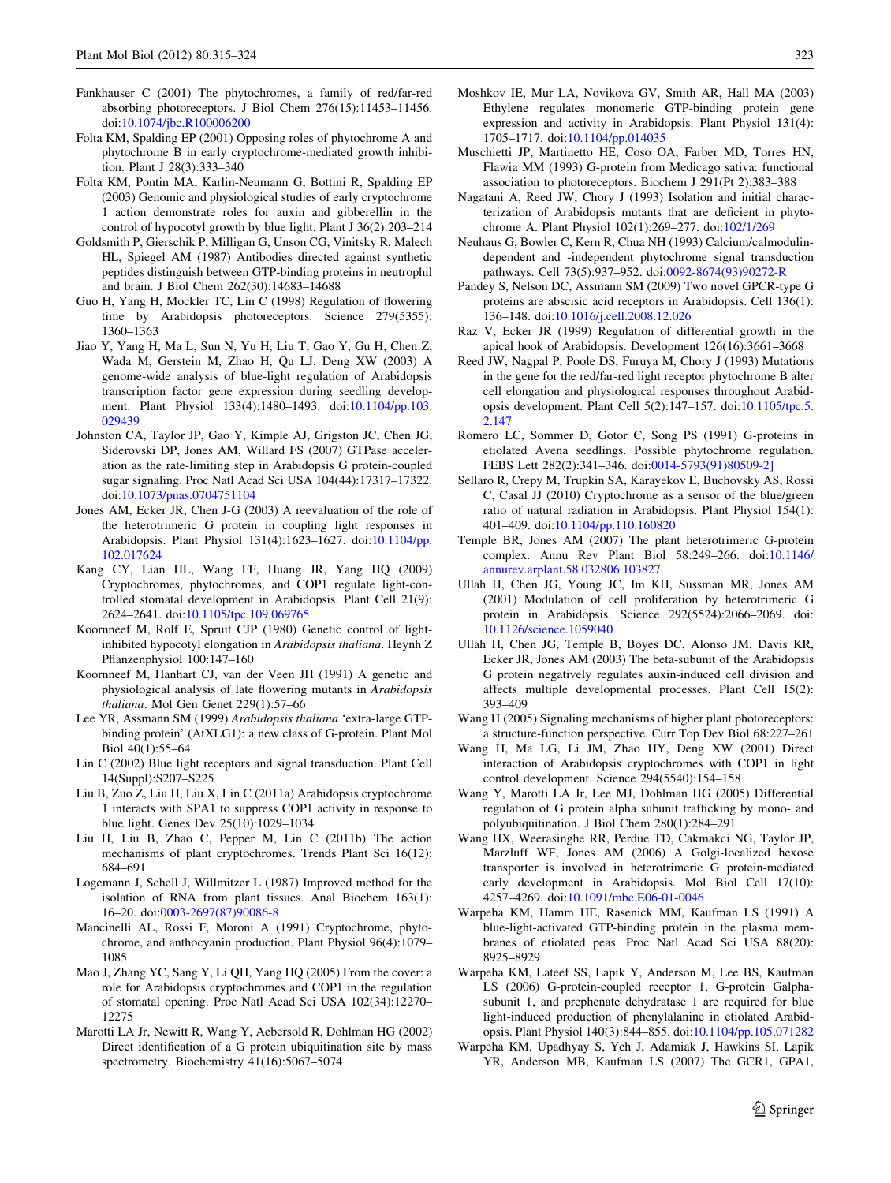Fankhauser C (2001) The phytochromes, a family of red/far-red absorbing photoreceptors. J Biol Chem 276(15):11453–11456. doi:10.1074/jbc.R100006200

Folta KM, Spalding EP (2001) Opposing roles of phytochrome A and phytochrome B in early cryptochrome-mediated growth inhibition. Plant J 28(3):333–340

Folta KM, Pontin MA, Karlin-Neumann G, Bottini R, Spalding EP (2003) Genomic and physiological studies of early cryptochrome 1 action demonstrate roles for auxin and gibberellin in the control of hypocotyl growth by blue light. Plant J 36(2):203–214

Goldsmith P, Gierschik P, Milligan G, Unson CG, Vinitsky R, Malech HL, Spiegel AM (1987) Antibodies directed against synthetic peptides distinguish between GTP-binding proteins in neutrophil and brain. J Biol Chem 262(30):14683–14688

Guo H, Yang H, Mockler TC, Lin C (1998) Regulation of flowering time by Arabidopsis photoreceptors. Science 279(5355): 1360–1363

Jiao Y, Yang H, Ma L, Sun N, Yu H, Liu T, Gao Y, Gu H, Chen Z, Wada M, Gerstein M, Zhao H, Qu LJ, Deng XW (2003) A genome-wide analysis of blue-light regulation of Arabidopsis transcription factor gene expression during seedling development. Plant Physiol 133(4):1480–1493. doi:10.1104/pp.103.029439

Johnston CA, Taylor JP, Gao Y, Kimple AJ, Grigston JC, Chen JG, Siderovski DP, Jones AM, Willard FS (2007) GTPase acceleration as the rate-limiting step in Arabidopsis G protein-coupled sugar signaling. Proc Natl Acad Sci USA 104(44):17317–17322. doi:10.1073/pnas.0704751104

Jones AM, Ecker JR, Chen J-G (2003) A reevaluation of the role of the heterotrimeric G protein in coupling light responses in Arabidopsis. Plant Physiol 131(4):1623–1627. doi:10.1104/pp.102.017624

Kang CY, Lian HL, Wang FF, Huang JR, Yang HQ (2009) Cryptochromes, phytochromes, and COP1 regulate light-controlled stomatal development in Arabidopsis. Plant Cell 21(9): 2624–2641. doi:10.1105/tpc.109.069765

Koornneef M, Rolf E, Spruit CJP (1980) Genetic control of light-inhibited hypocotyl elongation in *Arabidopsis thaliana*. Heynh Z Pflanzenphysiol 100:147–160

Koornneef M, Hanhart CJ, van der Veen JH (1991) A genetic and physiological analysis of late flowering mutants in *Arabidopsis thaliana*. Mol Gen Genet 229(1):57–66

Lee YR, Assmann SM (1999) *Arabidopsis thaliana* 'extra-large GTP-binding protein' (AtXLG1): a new class of G-protein. Plant Mol Biol 40(1):55–64

Lin C (2002) Blue light receptors and signal transduction. Plant Cell 14(Suppl):S207–S225

Liu B, Zuo Z, Liu H, Liu X, Lin C (2011a) Arabidopsis cryptochrome 1 interacts with SPA1 to suppress COP1 activity in response to blue light. Genes Dev 25(10):1029–1034

Liu H, Liu B, Zhao C, Pepper M, Lin C (2011b) The action mechanisms of plant cryptochromes. Trends Plant Sci 16(12): 684–691

Logemann J, Schell J, Willmitzer L (1987) Improved method for the isolation of RNA from plant tissues. Anal Biochem 163(1): 16–20. doi:0003-2697(87)90086-8

Mancinelli AL, Rossi F, Moroni A (1991) Cryptochrome, phytochrome, and anthocyanin production. Plant Physiol 96(4):1079–1085

Mao J, Zhang YC, Sang Y, Li QH, Yang HQ (2005) From the cover: a role for Arabidopsis cryptochromes and COP1 in the regulation of stomatal opening. Proc Natl Acad Sci USA 102(34):12270–12275

Marotti LA Jr, Newitt R, Wang Y, Aebersold R, Dohlman HG (2002) Direct identification of a G protein ubiquitination site by mass spectrometry. Biochemistry 41(16):5067–5074

Moshkov IE, Mur LA, Novikova GV, Smith AR, Hall MA (2003) Ethylene regulates monomeric GTP-binding protein gene expression and activity in Arabidopsis. Plant Physiol 131(4): 1705–1717. doi:10.1104/pp.014035

Muschietti JP, Martinetto HE, Coso OA, Farber MD, Torres HN, Flawia MM (1993) G-protein from Medicago sativa: functional association to photoreceptors. Biochem J 291(Pt 2):383–388

Nagatani A, Reed JW, Chory J (1993) Isolation and initial characterization of Arabidopsis mutants that are deficient in phytochrome A. Plant Physiol 102(1):269–277. doi:102/1/269

Neuhaus G, Bowler C, Kern R, Chua NH (1993) Calcium/calmodulin-dependent and -independent phytochrome signal transduction pathways. Cell 73(5):937–952. doi:0092-8674(93)90272-R

Pandey S, Nelson DC, Assmann SM (2009) Two novel GPCR-type G proteins are abscisic acid receptors in Arabidopsis. Cell 136(1): 136–148. doi:10.1016/j.cell.2008.12.026

Raz V, Ecker JR (1999) Regulation of differential growth in the apical hook of Arabidopsis. Development 126(16):3661–3668

Reed JW, Nagpal P, Poole DS, Furuya M, Chory J (1993) Mutations in the gene for the red/far-red light receptor phytochrome B alter cell elongation and physiological responses throughout Arabidopsis development. Plant Cell 5(2):147–157. doi:10.1105/tpc.5.2.147

Romero LC, Sommer D, Gotor C, Song PS (1991) G-proteins in etiolated Avena seedlings. Possible phytochrome regulation. FEBS Lett 282(2):341–346. doi:0014-5793(91)80509-2]

Sellaro R, Crepy M, Trupkin SA, Karayekov E, Buchovsky AS, Rossi C, Casal JJ (2010) Cryptochrome as a sensor of the blue/green ratio of natural radiation in Arabidopsis. Plant Physiol 154(1): 401–409. doi:10.1104/pp.110.160820

Temple BR, Jones AM (2007) The plant heterotrimeric G-protein complex. Annu Rev Plant Biol 58:249–266. doi:10.1146/annurev.arplant.58.032806.103827

Ullah H, Chen JG, Young JC, Im KH, Sussman MR, Jones AM (2001) Modulation of cell proliferation by heterotrimeric G protein in Arabidopsis. Science 292(5524):2066–2069. doi:10.1126/science.1059040

Ullah H, Chen JG, Temple B, Boyes DC, Alonso JM, Davis KR, Ecker JR, Jones AM (2003) The beta-subunit of the Arabidopsis G protein negatively regulates auxin-induced cell division and affects multiple developmental processes. Plant Cell 15(2): 393–409

Wang H (2005) Signaling mechanisms of higher plant photoreceptors: a structure-function perspective. Curr Top Dev Biol 68:227–261

Wang H, Ma LG, Li JM, Zhao HY, Deng XW (2001) Direct interaction of Arabidopsis cryptochromes with COP1 in light control development. Science 294(5540):154–158

Wang Y, Marotti LA Jr, Lee MJ, Dohlman HG (2005) Differential regulation of G protein alpha subunit trafficking by mono- and polyubiquitination. J Biol Chem 280(1):284–291

Wang HX, Weerasinghe RR, Perdue TD, Cakmakci NG, Taylor JP, Marzluff WF, Jones AM (2006) A Golgi-localized hexose transporter is involved in heterotrimeric G protein-mediated early development in Arabidopsis. Mol Biol Cell 17(10): 4257–4269. doi:10.1091/mbc.E06-01-0046

Warpeha KM, Hamm HE, Rasenick MM, Kaufman LS (1991) A blue-light-activated GTP-binding protein in the plasma membranes of etiolated peas. Proc Natl Acad Sci USA 88(20): 8925–8929

Warpeha KM, Lateef SS, Lapik Y, Anderson M, Lee BS, Kaufman LS (2006) G-protein-coupled receptor 1, G-protein Galpha-subunit 1, and prephenate dehydratase 1 are required for blue light-induced production of phenylalanine in etiolated Arabidopsis. Plant Physiol 140(3):844–855. doi:10.1104/pp.105.071282

Warpeha KM, Upadhyay S, Yeh J, Adamiak J, Hawkins SI, Lapik YR, Anderson MB, Kaufman LS (2007) The GCR1, GPA1,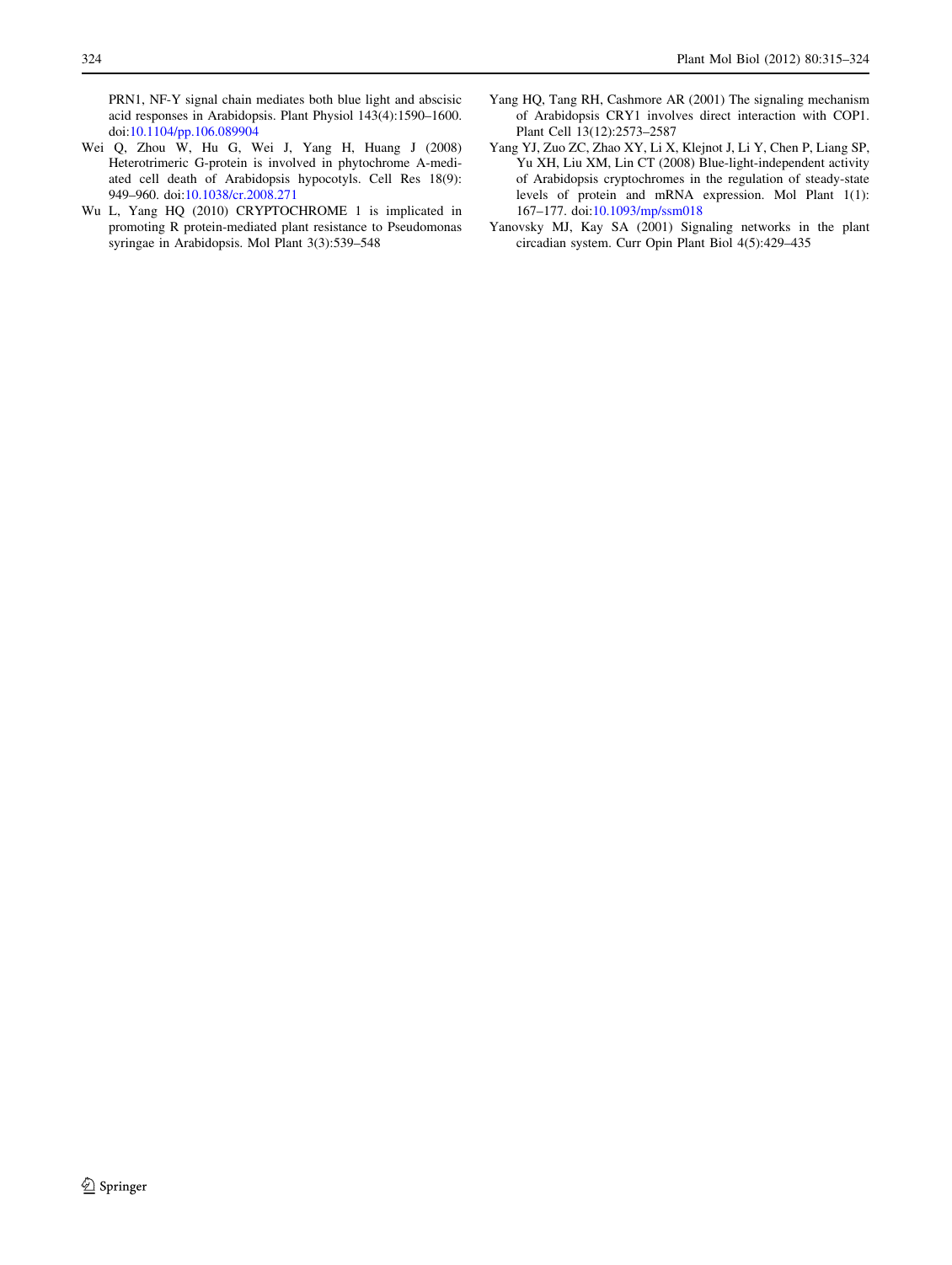PRN1, NF-Y signal chain mediates both blue light and abscisic acid responses in Arabidopsis. Plant Physiol 143(4):1590–1600. doi:10.1104/pp.106.089904

Wei Q, Zhou W, Hu G, Wei J, Yang H, Huang J (2008) Heterotrimeric G-protein is involved in phytochrome A-mediated cell death of Arabidopsis hypocotyls. Cell Res 18(9): 949–960. doi:10.1038/cr.2008.271

Wu L, Yang HQ (2010) CRYPTOCHROME 1 is implicated in promoting R protein-mediated plant resistance to Pseudomonas syringae in Arabidopsis. Mol Plant 3(3):539–548

Yang HQ, Tang RH, Cashmore AR (2001) The signaling mechanism of Arabidopsis CRY1 involves direct interaction with COP1. Plant Cell 13(12):2573–2587

Yang YJ, Zuo ZC, Zhao XY, Li X, Klejnot J, Li Y, Chen P, Liang SP, Yu XH, Liu XM, Lin CT (2008) Blue-light-independent activity of Arabidopsis cryptochromes in the regulation of steady-state levels of protein and mRNA expression. Mol Plant 1(1): 167–177. doi:10.1093/mp/ssm018

Yanovsky MJ, Kay SA (2001) Signaling networks in the plant circadian system. Curr Opin Plant Biol 4(5):429–435